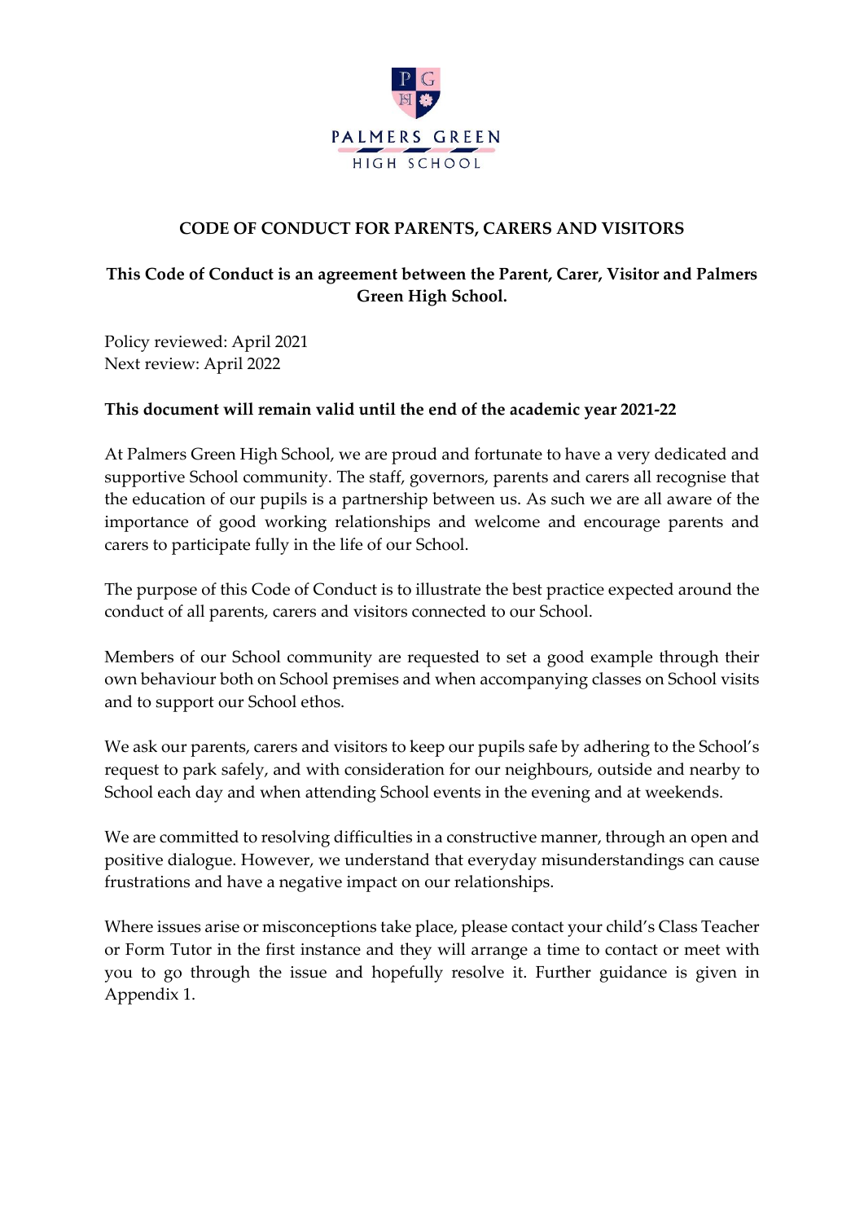# CODE OF CONDUCT FOR PARENTS, CARERS AND VISITORS

**This Code of Conduct is an agreement between the Parent, Carer, Visitor and Palmers Green High School.**

Policy reviewed: April 2021
Next review: April 2022

**This document will remain valid until the end of the academic year 2021-22**

At Palmers Green High School, we are proud and fortunate to have a very dedicated and supportive School community. The staff, governors, parents and carers all recognise that the education of our pupils is a partnership between us. As such we are all aware of the importance of good working relationships and welcome and encourage parents and carers to participate fully in the life of our School.

The purpose of this Code of Conduct is to illustrate the best practice expected around the conduct of all parents, carers and visitors connected to our School.

Members of our School community are requested to set a good example through their own behaviour both on School premises and when accompanying classes on School visits and to support our School ethos.

We ask our parents, carers and visitors to keep our pupils safe by adhering to the School's request to park safely, and with consideration for our neighbours, outside and nearby to School each day and when attending School events in the evening and at weekends.

We are committed to resolving difficulties in a constructive manner, through an open and positive dialogue. However, we understand that everyday misunderstandings can cause frustrations and have a negative impact on our relationships.

Where issues arise or misconceptions take place, please contact your child's Class Teacher or Form Tutor in the first instance and they will arrange a time to contact or meet with you to go through the issue and hopefully resolve it. Further guidance is given in Appendix 1.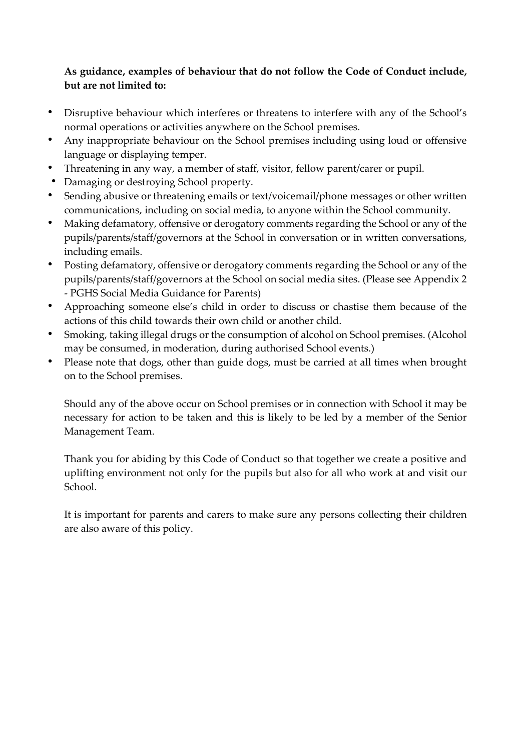**As guidance, examples of behaviour that do not follow the Code of Conduct include, but are not limited to:**

- Disruptive behaviour which interferes or threatens to interfere with any of the School's normal operations or activities anywhere on the School premises.
- Any inappropriate behaviour on the School premises including using loud or offensive language or displaying temper.
- Threatening in any way, a member of staff, visitor, fellow parent/carer or pupil.
- Damaging or destroying School property.
- Sending abusive or threatening emails or text/voicemail/phone messages or other written communications, including on social media, to anyone within the School community.
- Making defamatory, offensive or derogatory comments regarding the School or any of the pupils/parents/staff/governors at the School in conversation or in written conversations, including emails.
- Posting defamatory, offensive or derogatory comments regarding the School or any of the pupils/parents/staff/governors at the School on social media sites. (Please see Appendix 2 - PGHS Social Media Guidance for Parents)
- Approaching someone else's child in order to discuss or chastise them because of the actions of this child towards their own child or another child.
- Smoking, taking illegal drugs or the consumption of alcohol on School premises. (Alcohol may be consumed, in moderation, during authorised School events.)
- Please note that dogs, other than guide dogs, must be carried at all times when brought on to the School premises.

Should any of the above occur on School premises or in connection with School it may be necessary for action to be taken and this is likely to be led by a member of the Senior Management Team.

Thank you for abiding by this Code of Conduct so that together we create a positive and uplifting environment not only for the pupils but also for all who work at and visit our School.

It is important for parents and carers to make sure any persons collecting their children are also aware of this policy.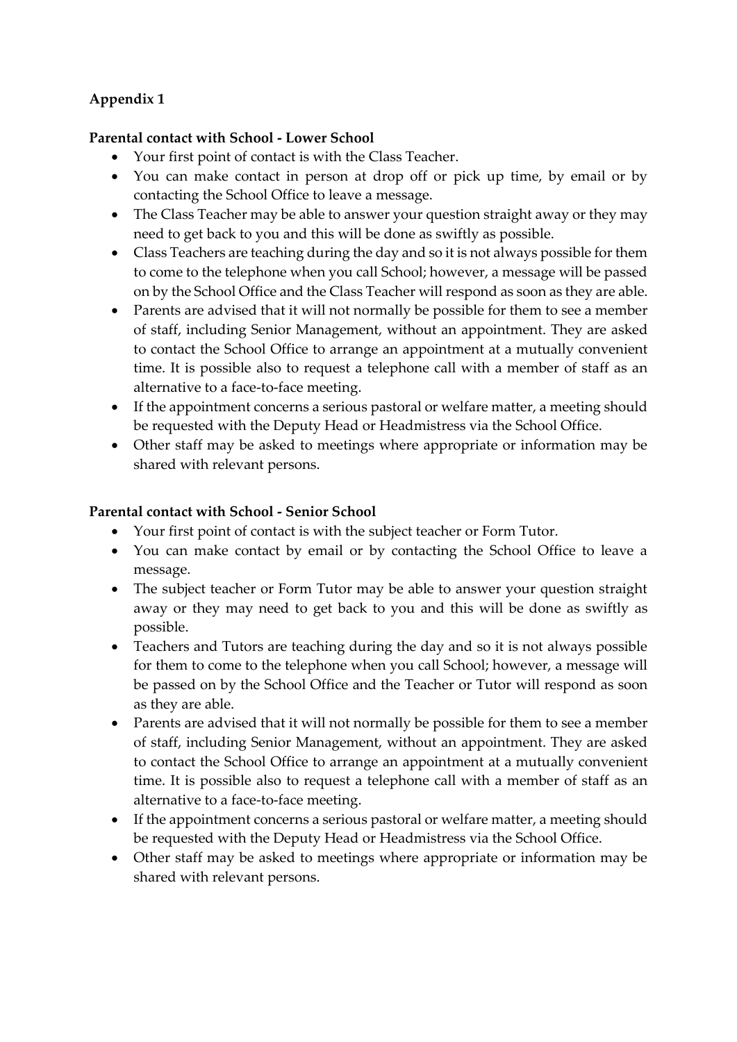## Appendix 1

**Parental contact with School - Lower School**

- Your first point of contact is with the Class Teacher.
- You can make contact in person at drop off or pick up time, by email or by contacting the School Office to leave a message.
- The Class Teacher may be able to answer your question straight away or they may need to get back to you and this will be done as swiftly as possible.
- Class Teachers are teaching during the day and so it is not always possible for them to come to the telephone when you call School; however, a message will be passed on by the School Office and the Class Teacher will respond as soon as they are able.
- Parents are advised that it will not normally be possible for them to see a member of staff, including Senior Management, without an appointment. They are asked to contact the School Office to arrange an appointment at a mutually convenient time. It is possible also to request a telephone call with a member of staff as an alternative to a face-to-face meeting.
- If the appointment concerns a serious pastoral or welfare matter, a meeting should be requested with the Deputy Head or Headmistress via the School Office.
- Other staff may be asked to meetings where appropriate or information may be shared with relevant persons.

**Parental contact with School - Senior School**

- Your first point of contact is with the subject teacher or Form Tutor.
- You can make contact by email or by contacting the School Office to leave a message.
- The subject teacher or Form Tutor may be able to answer your question straight away or they may need to get back to you and this will be done as swiftly as possible.
- Teachers and Tutors are teaching during the day and so it is not always possible for them to come to the telephone when you call School; however, a message will be passed on by the School Office and the Teacher or Tutor will respond as soon as they are able.
- Parents are advised that it will not normally be possible for them to see a member of staff, including Senior Management, without an appointment. They are asked to contact the School Office to arrange an appointment at a mutually convenient time. It is possible also to request a telephone call with a member of staff as an alternative to a face-to-face meeting.
- If the appointment concerns a serious pastoral or welfare matter, a meeting should be requested with the Deputy Head or Headmistress via the School Office.
- Other staff may be asked to meetings where appropriate or information may be shared with relevant persons.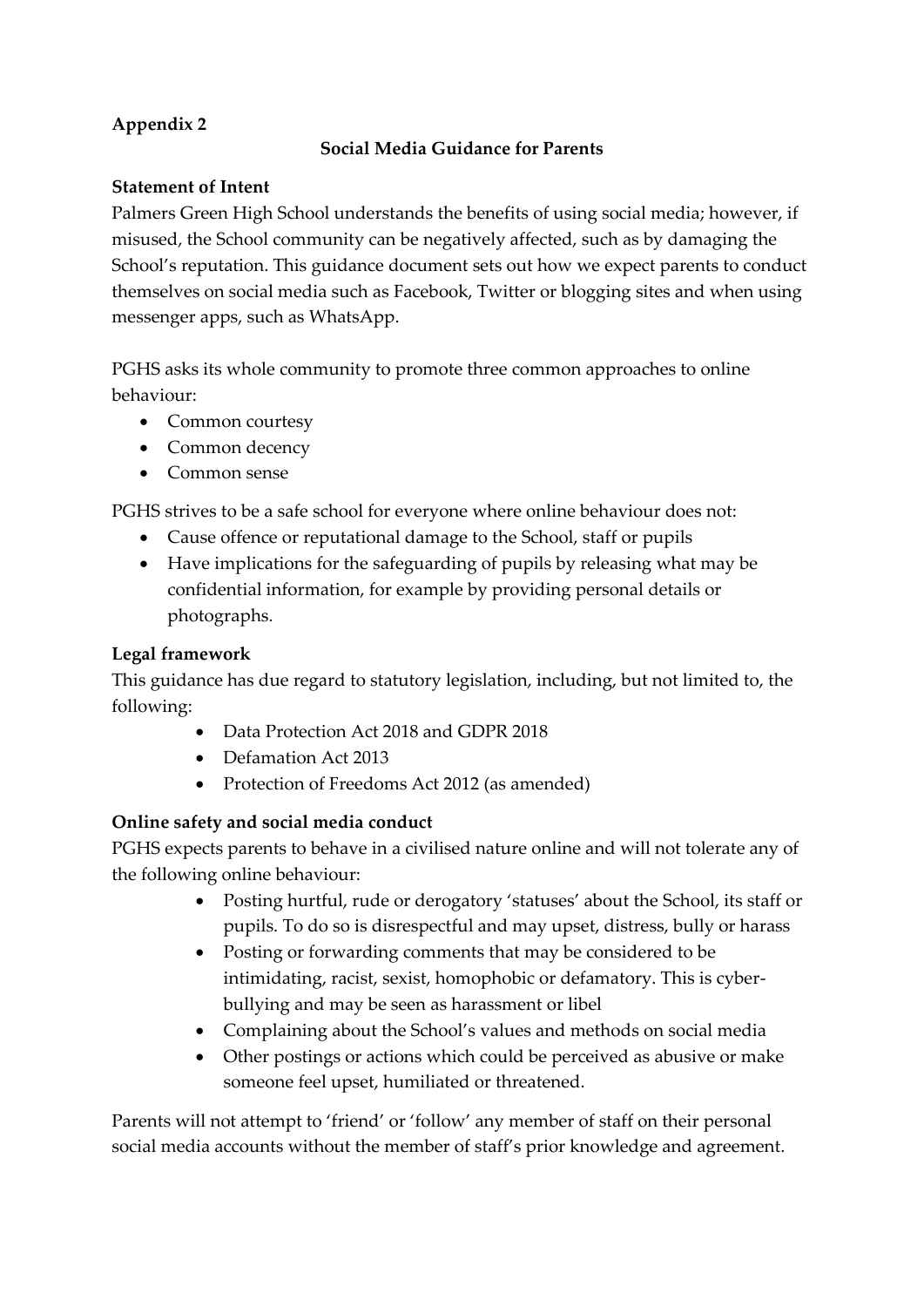**Appendix 2**

**Social Media Guidance for Parents**

**Statement of Intent**

Palmers Green High School understands the benefits of using social media; however, if misused, the School community can be negatively affected, such as by damaging the School's reputation. This guidance document sets out how we expect parents to conduct themselves on social media such as Facebook, Twitter or blogging sites and when using messenger apps, such as WhatsApp.

PGHS asks its whole community to promote three common approaches to online behaviour:

- Common courtesy
- Common decency
- Common sense

PGHS strives to be a safe school for everyone where online behaviour does not:

- Cause offence or reputational damage to the School, staff or pupils
- Have implications for the safeguarding of pupils by releasing what may be confidential information, for example by providing personal details or photographs.

**Legal framework**

This guidance has due regard to statutory legislation, including, but not limited to, the following:

- Data Protection Act 2018 and GDPR 2018
- Defamation Act 2013
- Protection of Freedoms Act 2012 (as amended)

**Online safety and social media conduct**

PGHS expects parents to behave in a civilised nature online and will not tolerate any of the following online behaviour:

- Posting hurtful, rude or derogatory 'statuses' about the School, its staff or pupils. To do so is disrespectful and may upset, distress, bully or harass
- Posting or forwarding comments that may be considered to be intimidating, racist, sexist, homophobic or defamatory. This is cyber-bullying and may be seen as harassment or libel
- Complaining about the School's values and methods on social media
- Other postings or actions which could be perceived as abusive or make someone feel upset, humiliated or threatened.

Parents will not attempt to 'friend' or 'follow' any member of staff on their personal social media accounts without the member of staff's prior knowledge and agreement.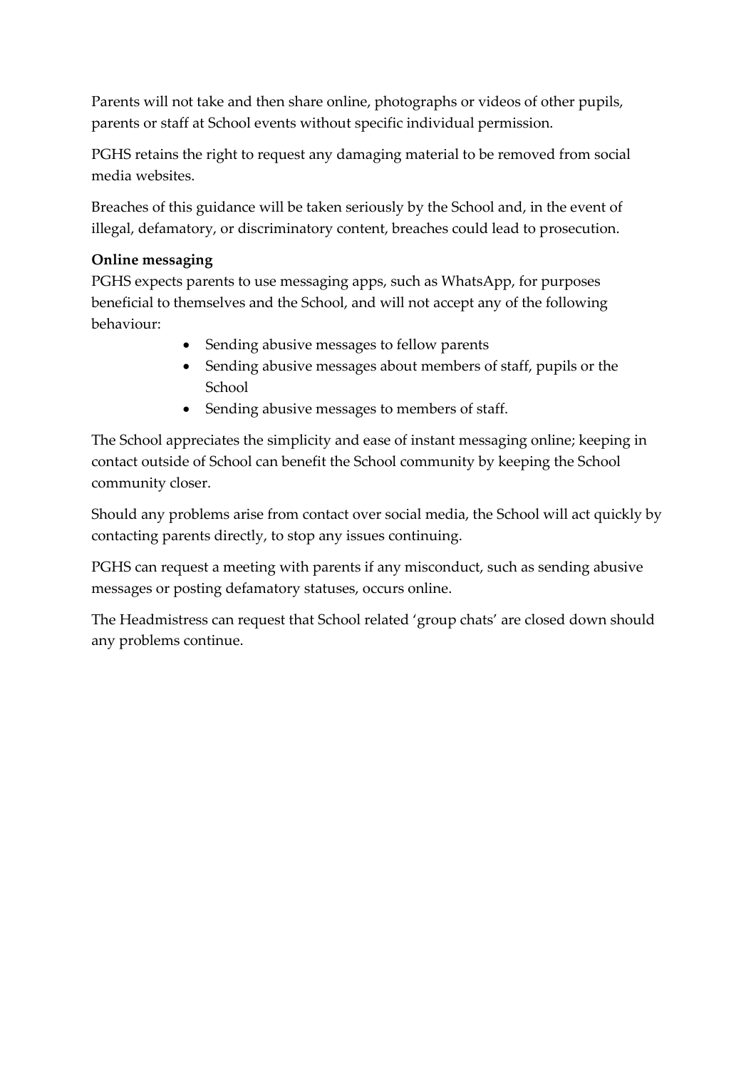Parents will not take and then share online, photographs or videos of other pupils, parents or staff at School events without specific individual permission.

PGHS retains the right to request any damaging material to be removed from social media websites.

Breaches of this guidance will be taken seriously by the School and, in the event of illegal, defamatory, or discriminatory content, breaches could lead to prosecution.

**Online messaging**

PGHS expects parents to use messaging apps, such as WhatsApp, for purposes beneficial to themselves and the School, and will not accept any of the following behaviour:

- Sending abusive messages to fellow parents
- Sending abusive messages about members of staff, pupils or the School
- Sending abusive messages to members of staff.

The School appreciates the simplicity and ease of instant messaging online; keeping in contact outside of School can benefit the School community by keeping the School community closer.

Should any problems arise from contact over social media, the School will act quickly by contacting parents directly, to stop any issues continuing.

PGHS can request a meeting with parents if any misconduct, such as sending abusive messages or posting defamatory statuses, occurs online.

The Headmistress can request that School related 'group chats' are closed down should any problems continue.